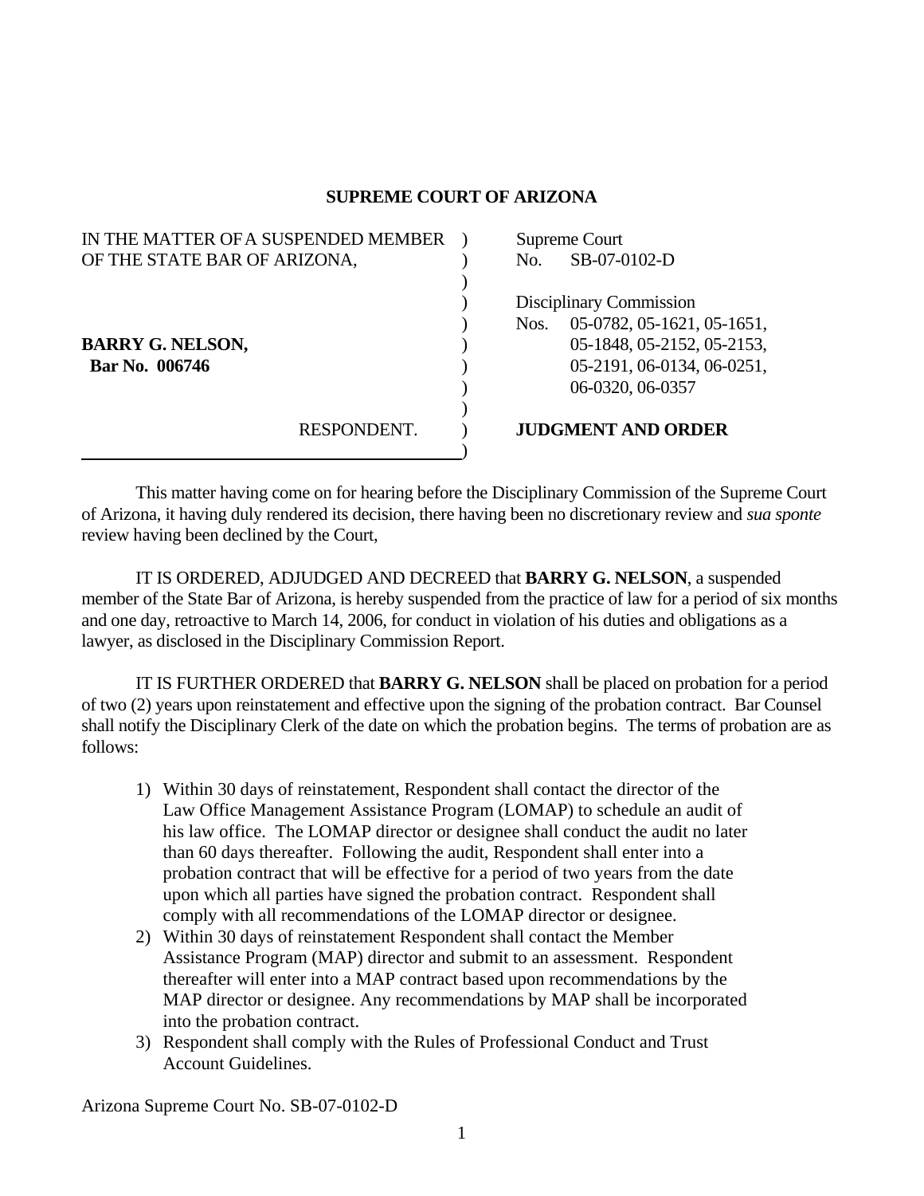**SUPREME COURT OF ARIZONA**

| | |
|---|---|
| IN THE MATTER OF A SUSPENDED MEMBER OF THE STATE BAR OF ARIZONA, | Supreme Court No. SB-07-0102-D |
| | Disciplinary Commission Nos. 05-0782, 05-1621, 05-1651, 05-1848, 05-2152, 05-2153, 05-2191, 06-0134, 06-0251, 06-0320, 06-0357 |
| **BARRY G. NELSON,** **Bar No. 006746** | |
| RESPONDENT. | **JUDGMENT AND ORDER** |

This matter having come on for hearing before the Disciplinary Commission of the Supreme Court of Arizona, it having duly rendered its decision, there having been no discretionary review and *sua sponte* review having been declined by the Court,

IT IS ORDERED, ADJUDGED AND DECREED that **BARRY G. NELSON**, a suspended member of the State Bar of Arizona, is hereby suspended from the practice of law for a period of six months and one day, retroactive to March 14, 2006, for conduct in violation of his duties and obligations as a lawyer, as disclosed in the Disciplinary Commission Report.

IT IS FURTHER ORDERED that **BARRY G. NELSON** shall be placed on probation for a period of two (2) years upon reinstatement and effective upon the signing of the probation contract. Bar Counsel shall notify the Disciplinary Clerk of the date on which the probation begins. The terms of probation are as follows:

1) Within 30 days of reinstatement, Respondent shall contact the director of the Law Office Management Assistance Program (LOMAP) to schedule an audit of his law office. The LOMAP director or designee shall conduct the audit no later than 60 days thereafter. Following the audit, Respondent shall enter into a probation contract that will be effective for a period of two years from the date upon which all parties have signed the probation contract. Respondent shall comply with all recommendations of the LOMAP director or designee.
2) Within 30 days of reinstatement Respondent shall contact the Member Assistance Program (MAP) director and submit to an assessment. Respondent thereafter will enter into a MAP contract based upon recommendations by the MAP director or designee. Any recommendations by MAP shall be incorporated into the probation contract.
3) Respondent shall comply with the Rules of Professional Conduct and Trust Account Guidelines.

Arizona Supreme Court No. SB-07-0102-D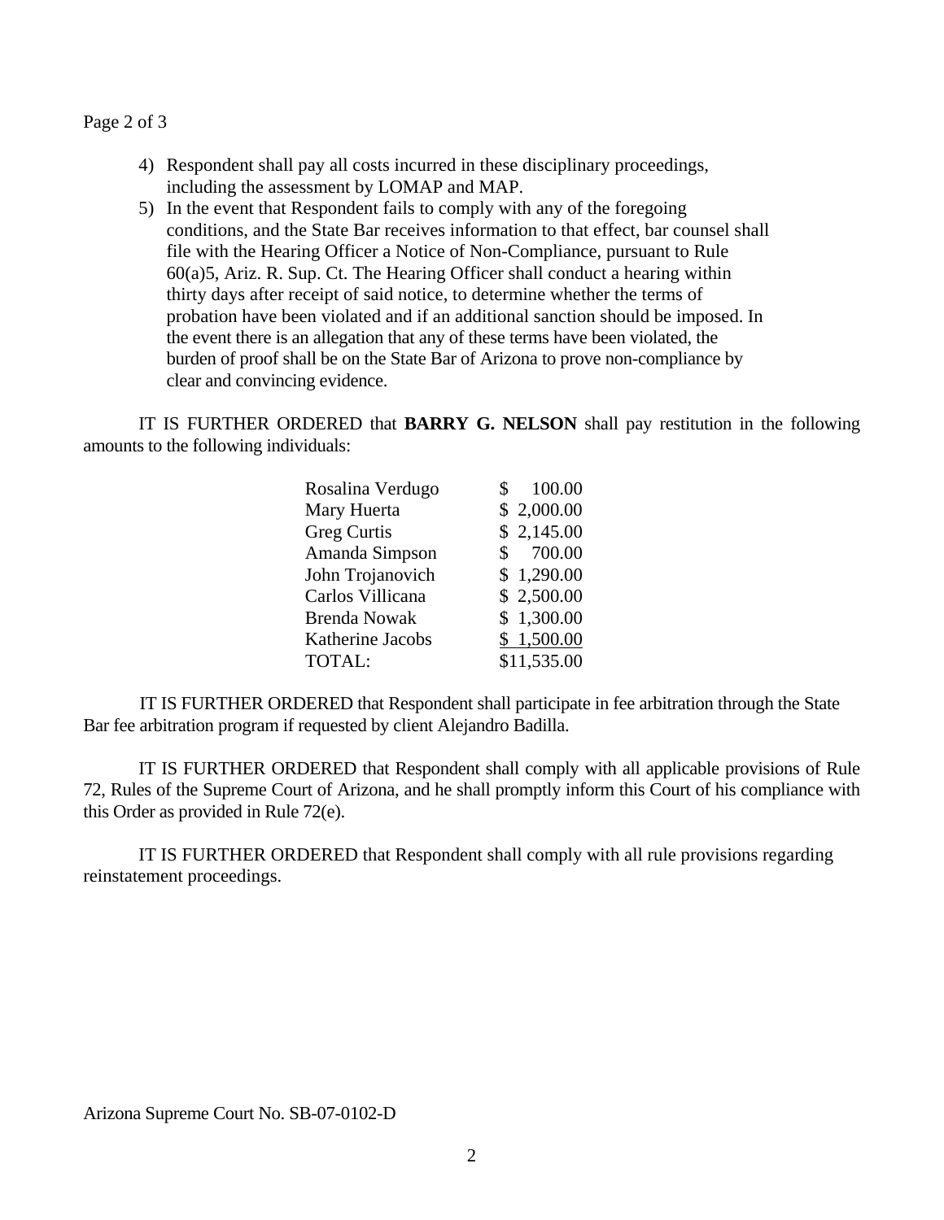4) Respondent shall pay all costs incurred in these disciplinary proceedings, including the assessment by LOMAP and MAP.
5) In the event that Respondent fails to comply with any of the foregoing conditions, and the State Bar receives information to that effect, bar counsel shall file with the Hearing Officer a Notice of Non-Compliance, pursuant to Rule 60(a)5, Ariz. R. Sup. Ct. The Hearing Officer shall conduct a hearing within thirty days after receipt of said notice, to determine whether the terms of probation have been violated and if an additional sanction should be imposed. In the event there is an allegation that any of these terms have been violated, the burden of proof shall be on the State Bar of Arizona to prove non-compliance by clear and convincing evidence.

IT IS FURTHER ORDERED that **BARRY G. NELSON** shall pay restitution in the following amounts to the following individuals:

| | |
|---|---:|
| Rosalina Verdugo | $ 100.00 |
| Mary Huerta | $ 2,000.00 |
| Greg Curtis | $ 2,145.00 |
| Amanda Simpson | $ 700.00 |
| John Trojanovich | $ 1,290.00 |
| Carlos Villicana | $ 2,500.00 |
| Brenda Nowak | $ 1,300.00 |
| Katherine Jacobs | $ 1,500.00 |
| TOTAL: | $11,535.00 |

IT IS FURTHER ORDERED that Respondent shall participate in fee arbitration through the State Bar fee arbitration program if requested by client Alejandro Badilla.

IT IS FURTHER ORDERED that Respondent shall comply with all applicable provisions of Rule 72, Rules of the Supreme Court of Arizona, and he shall promptly inform this Court of his compliance with this Order as provided in Rule 72(e).

IT IS FURTHER ORDERED that Respondent shall comply with all rule provisions regarding reinstatement proceedings.

Arizona Supreme Court No. SB-07-0102-D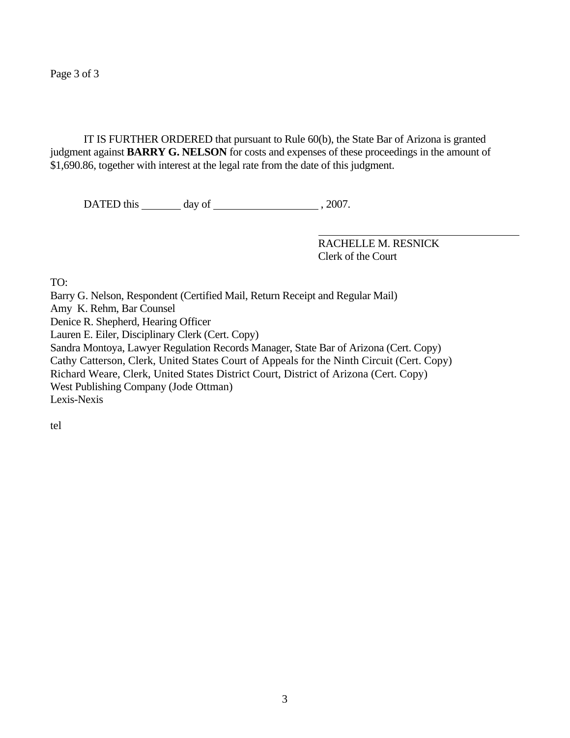IT IS FURTHER ORDERED that pursuant to Rule 60(b), the State Bar of Arizona is granted judgment against **BARRY G. NELSON** for costs and expenses of these proceedings in the amount of $1,690.86, together with interest at the legal rate from the date of this judgment.

DATED this _______ day of __________________ , 2007.

_________________________________
RACHELLE M. RESNICK
Clerk of the Court

TO:
Barry G. Nelson, Respondent (Certified Mail, Return Receipt and Regular Mail)
Amy K. Rehm, Bar Counsel
Denice R. Shepherd, Hearing Officer
Lauren E. Eiler, Disciplinary Clerk (Cert. Copy)
Sandra Montoya, Lawyer Regulation Records Manager, State Bar of Arizona (Cert. Copy)
Cathy Catterson, Clerk, United States Court of Appeals for the Ninth Circuit (Cert. Copy)
Richard Weare, Clerk, United States District Court, District of Arizona (Cert. Copy)
West Publishing Company (Jode Ottman)
Lexis-Nexis

tel